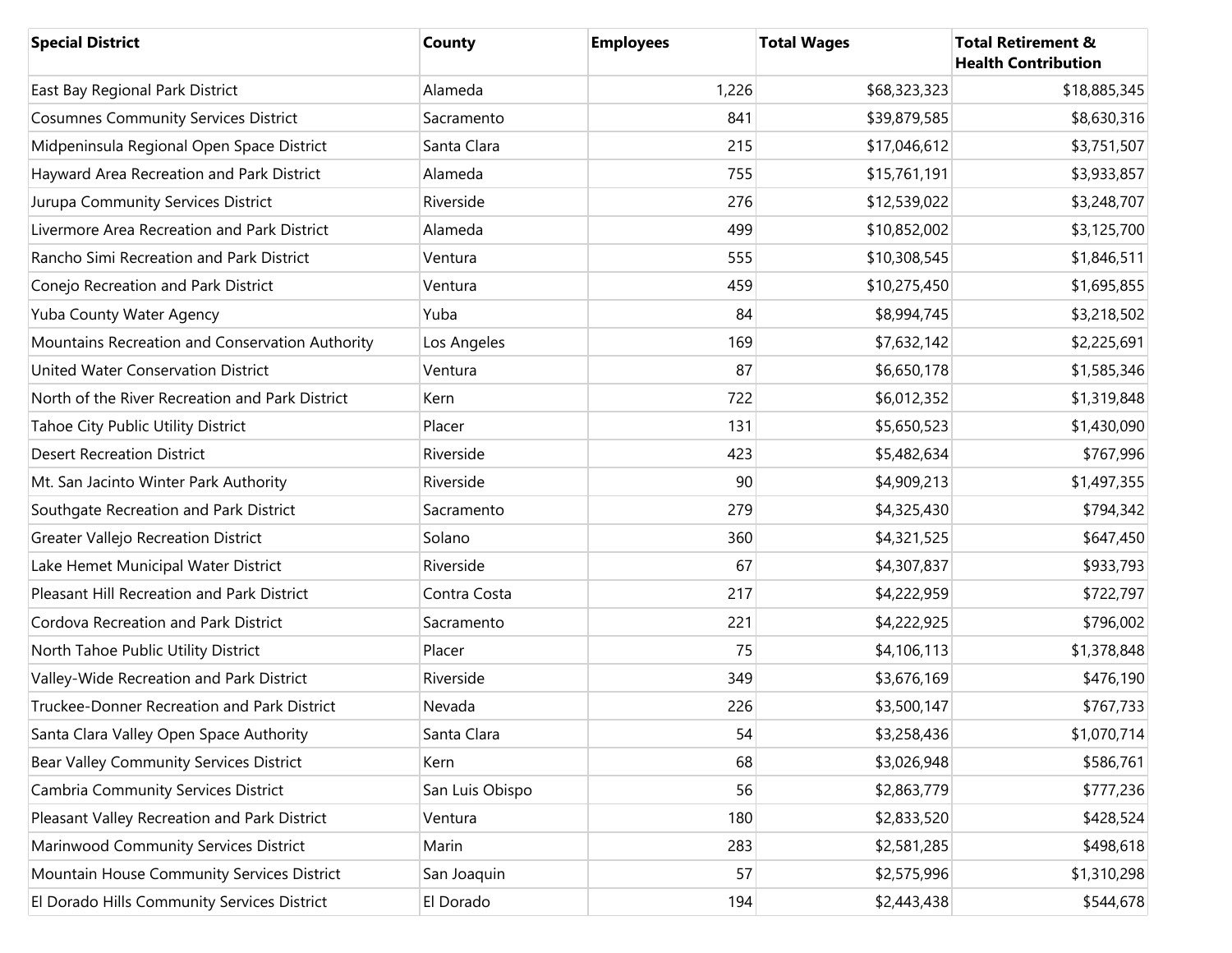| Special District | County | Employees | Total Wages | Total Retirement & Health Contribution |
| --- | --- | --- | --- | --- |
| East Bay Regional Park District | Alameda | 1,226 | $68,323,323 | $18,885,345 |
| Cosumnes Community Services District | Sacramento | 841 | $39,879,585 | $8,630,316 |
| Midpeninsula Regional Open Space District | Santa Clara | 215 | $17,046,612 | $3,751,507 |
| Hayward Area Recreation and Park District | Alameda | 755 | $15,761,191 | $3,933,857 |
| Jurupa Community Services District | Riverside | 276 | $12,539,022 | $3,248,707 |
| Livermore Area Recreation and Park District | Alameda | 499 | $10,852,002 | $3,125,700 |
| Rancho Simi Recreation and Park District | Ventura | 555 | $10,308,545 | $1,846,511 |
| Conejo Recreation and Park District | Ventura | 459 | $10,275,450 | $1,695,855 |
| Yuba County Water Agency | Yuba | 84 | $8,994,745 | $3,218,502 |
| Mountains Recreation and Conservation Authority | Los Angeles | 169 | $7,632,142 | $2,225,691 |
| United Water Conservation District | Ventura | 87 | $6,650,178 | $1,585,346 |
| North of the River Recreation and Park District | Kern | 722 | $6,012,352 | $1,319,848 |
| Tahoe City Public Utility District | Placer | 131 | $5,650,523 | $1,430,090 |
| Desert Recreation District | Riverside | 423 | $5,482,634 | $767,996 |
| Mt. San Jacinto Winter Park Authority | Riverside | 90 | $4,909,213 | $1,497,355 |
| Southgate Recreation and Park District | Sacramento | 279 | $4,325,430 | $794,342 |
| Greater Vallejo Recreation District | Solano | 360 | $4,321,525 | $647,450 |
| Lake Hemet Municipal Water District | Riverside | 67 | $4,307,837 | $933,793 |
| Pleasant Hill Recreation and Park District | Contra Costa | 217 | $4,222,959 | $722,797 |
| Cordova Recreation and Park District | Sacramento | 221 | $4,222,925 | $796,002 |
| North Tahoe Public Utility District | Placer | 75 | $4,106,113 | $1,378,848 |
| Valley-Wide Recreation and Park District | Riverside | 349 | $3,676,169 | $476,190 |
| Truckee-Donner Recreation and Park District | Nevada | 226 | $3,500,147 | $767,733 |
| Santa Clara Valley Open Space Authority | Santa Clara | 54 | $3,258,436 | $1,070,714 |
| Bear Valley Community Services District | Kern | 68 | $3,026,948 | $586,761 |
| Cambria Community Services District | San Luis Obispo | 56 | $2,863,779 | $777,236 |
| Pleasant Valley Recreation and Park District | Ventura | 180 | $2,833,520 | $428,524 |
| Marinwood Community Services District | Marin | 283 | $2,581,285 | $498,618 |
| Mountain House Community Services District | San Joaquin | 57 | $2,575,996 | $1,310,298 |
| El Dorado Hills Community Services District | El Dorado | 194 | $2,443,438 | $544,678 |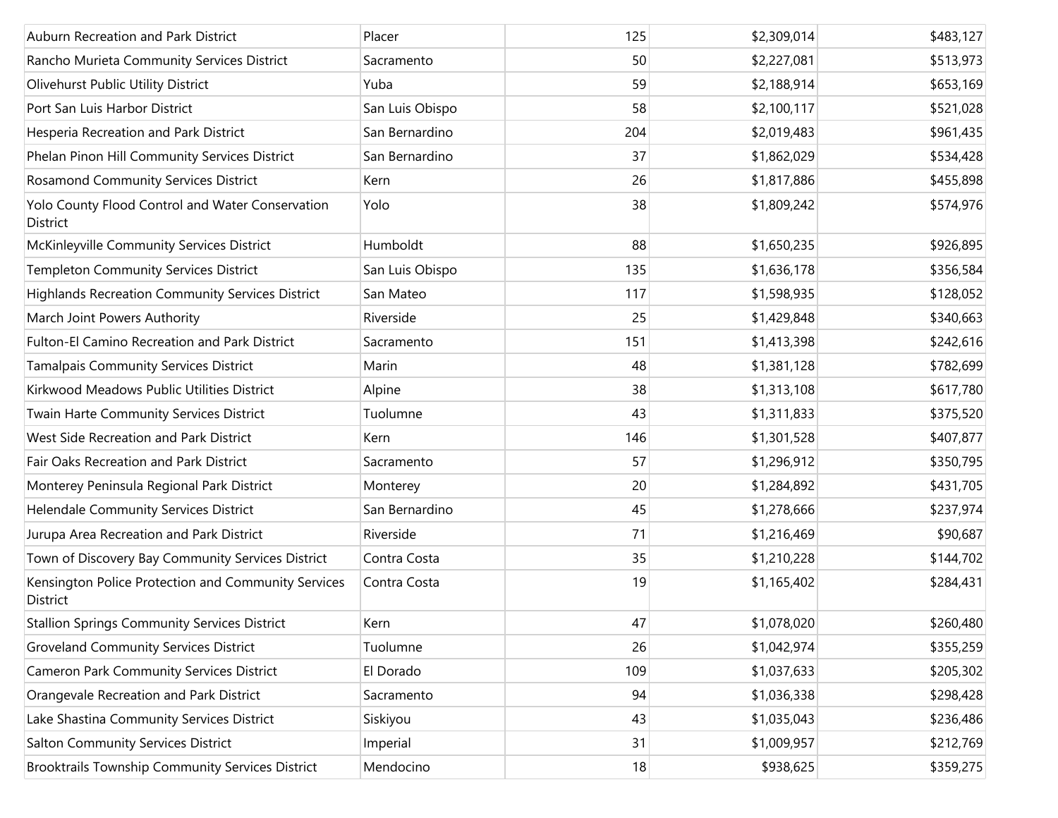| | | | | |
|---|---|---|---|---|
| Auburn Recreation and Park District | Placer | 125 | $2,309,014 | $483,127 |
| Rancho Murieta Community Services District | Sacramento | 50 | $2,227,081 | $513,973 |
| Olivehurst Public Utility District | Yuba | 59 | $2,188,914 | $653,169 |
| Port San Luis Harbor District | San Luis Obispo | 58 | $2,100,117 | $521,028 |
| Hesperia Recreation and Park District | San Bernardino | 204 | $2,019,483 | $961,435 |
| Phelan Pinon Hill Community Services District | San Bernardino | 37 | $1,862,029 | $534,428 |
| Rosamond Community Services District | Kern | 26 | $1,817,886 | $455,898 |
| Yolo County Flood Control and Water Conservation District | Yolo | 38 | $1,809,242 | $574,976 |
| McKinleyville Community Services District | Humboldt | 88 | $1,650,235 | $926,895 |
| Templeton Community Services District | San Luis Obispo | 135 | $1,636,178 | $356,584 |
| Highlands Recreation Community Services District | San Mateo | 117 | $1,598,935 | $128,052 |
| March Joint Powers Authority | Riverside | 25 | $1,429,848 | $340,663 |
| Fulton-El Camino Recreation and Park District | Sacramento | 151 | $1,413,398 | $242,616 |
| Tamalpais Community Services District | Marin | 48 | $1,381,128 | $782,699 |
| Kirkwood Meadows Public Utilities District | Alpine | 38 | $1,313,108 | $617,780 |
| Twain Harte Community Services District | Tuolumne | 43 | $1,311,833 | $375,520 |
| West Side Recreation and Park District | Kern | 146 | $1,301,528 | $407,877 |
| Fair Oaks Recreation and Park District | Sacramento | 57 | $1,296,912 | $350,795 |
| Monterey Peninsula Regional Park District | Monterey | 20 | $1,284,892 | $431,705 |
| Helendale Community Services District | San Bernardino | 45 | $1,278,666 | $237,974 |
| Jurupa Area Recreation and Park District | Riverside | 71 | $1,216,469 | $90,687 |
| Town of Discovery Bay Community Services District | Contra Costa | 35 | $1,210,228 | $144,702 |
| Kensington Police Protection and Community Services District | Contra Costa | 19 | $1,165,402 | $284,431 |
| Stallion Springs Community Services District | Kern | 47 | $1,078,020 | $260,480 |
| Groveland Community Services District | Tuolumne | 26 | $1,042,974 | $355,259 |
| Cameron Park Community Services District | El Dorado | 109 | $1,037,633 | $205,302 |
| Orangevale Recreation and Park District | Sacramento | 94 | $1,036,338 | $298,428 |
| Lake Shastina Community Services District | Siskiyou | 43 | $1,035,043 | $236,486 |
| Salton Community Services District | Imperial | 31 | $1,009,957 | $212,769 |
| Brooktrails Township Community Services District | Mendocino | 18 | $938,625 | $359,275 |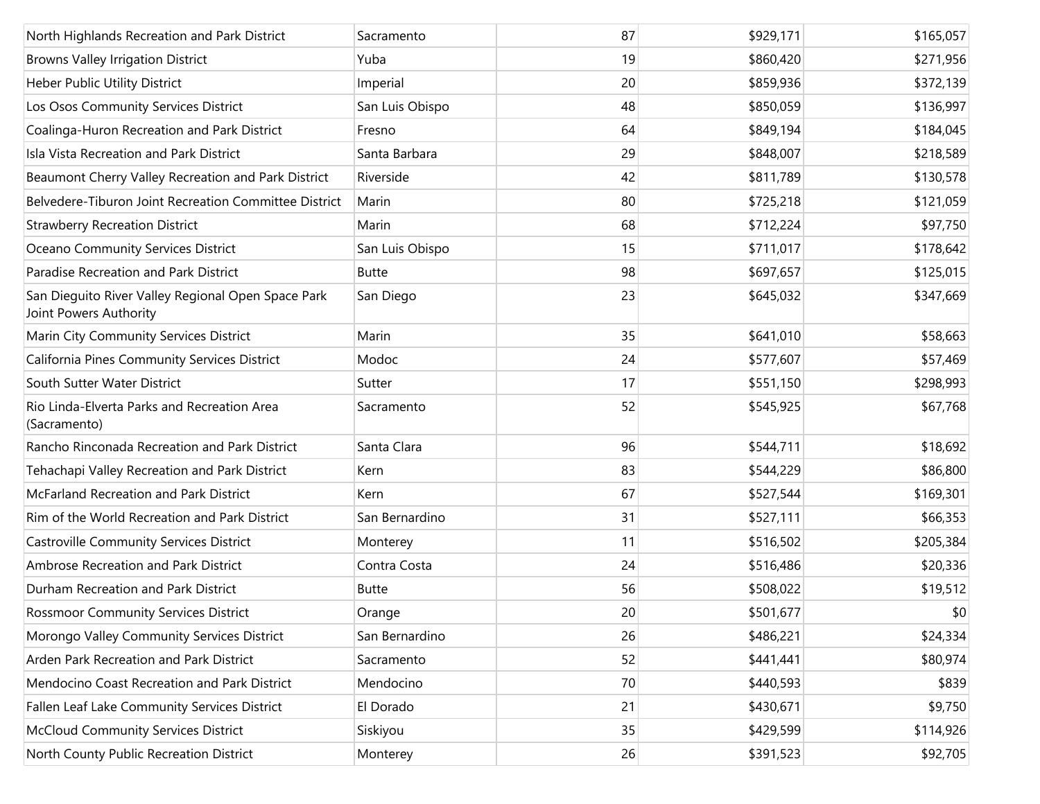| | | | | |
|---|---|---|---|---|
| North Highlands Recreation and Park District | Sacramento | 87 | $929,171 | $165,057 |
| Browns Valley Irrigation District | Yuba | 19 | $860,420 | $271,956 |
| Heber Public Utility District | Imperial | 20 | $859,936 | $372,139 |
| Los Osos Community Services District | San Luis Obispo | 48 | $850,059 | $136,997 |
| Coalinga-Huron Recreation and Park District | Fresno | 64 | $849,194 | $184,045 |
| Isla Vista Recreation and Park District | Santa Barbara | 29 | $848,007 | $218,589 |
| Beaumont Cherry Valley Recreation and Park District | Riverside | 42 | $811,789 | $130,578 |
| Belvedere-Tiburon Joint Recreation Committee District | Marin | 80 | $725,218 | $121,059 |
| Strawberry Recreation District | Marin | 68 | $712,224 | $97,750 |
| Oceano Community Services District | San Luis Obispo | 15 | $711,017 | $178,642 |
| Paradise Recreation and Park District | Butte | 98 | $697,657 | $125,015 |
| San Dieguito River Valley Regional Open Space Park Joint Powers Authority | San Diego | 23 | $645,032 | $347,669 |
| Marin City Community Services District | Marin | 35 | $641,010 | $58,663 |
| California Pines Community Services District | Modoc | 24 | $577,607 | $57,469 |
| South Sutter Water District | Sutter | 17 | $551,150 | $298,993 |
| Rio Linda-Elverta Parks and Recreation Area (Sacramento) | Sacramento | 52 | $545,925 | $67,768 |
| Rancho Rinconada Recreation and Park District | Santa Clara | 96 | $544,711 | $18,692 |
| Tehachapi Valley Recreation and Park District | Kern | 83 | $544,229 | $86,800 |
| McFarland Recreation and Park District | Kern | 67 | $527,544 | $169,301 |
| Rim of the World Recreation and Park District | San Bernardino | 31 | $527,111 | $66,353 |
| Castroville Community Services District | Monterey | 11 | $516,502 | $205,384 |
| Ambrose Recreation and Park District | Contra Costa | 24 | $516,486 | $20,336 |
| Durham Recreation and Park District | Butte | 56 | $508,022 | $19,512 |
| Rossmoor Community Services District | Orange | 20 | $501,677 | $0 |
| Morongo Valley Community Services District | San Bernardino | 26 | $486,221 | $24,334 |
| Arden Park Recreation and Park District | Sacramento | 52 | $441,441 | $80,974 |
| Mendocino Coast Recreation and Park District | Mendocino | 70 | $440,593 | $839 |
| Fallen Leaf Lake Community Services District | El Dorado | 21 | $430,671 | $9,750 |
| McCloud Community Services District | Siskiyou | 35 | $429,599 | $114,926 |
| North County Public Recreation District | Monterey | 26 | $391,523 | $92,705 |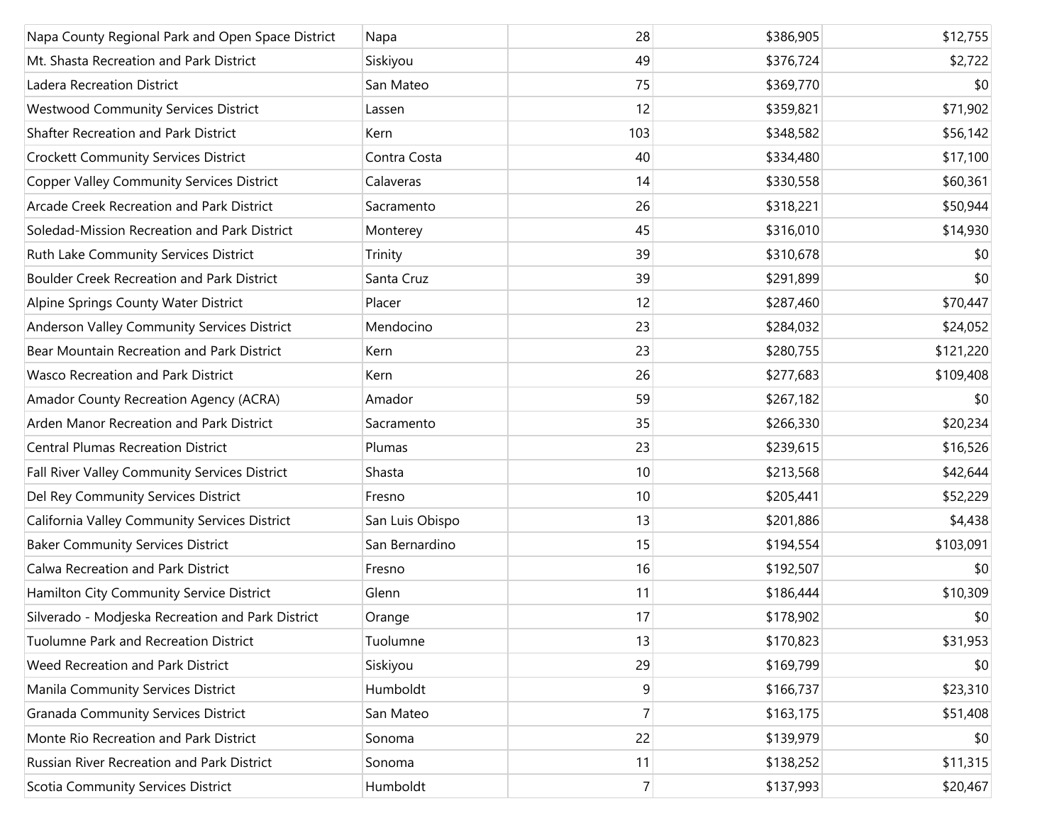| | | | | |
|---|---|---|---|---|
| Napa County Regional Park and Open Space District | Napa | 28 | $386,905 | $12,755 |
| Mt. Shasta Recreation and Park District | Siskiyou | 49 | $376,724 | $2,722 |
| Ladera Recreation District | San Mateo | 75 | $369,770 | $0 |
| Westwood Community Services District | Lassen | 12 | $359,821 | $71,902 |
| Shafter Recreation and Park District | Kern | 103 | $348,582 | $56,142 |
| Crockett Community Services District | Contra Costa | 40 | $334,480 | $17,100 |
| Copper Valley Community Services District | Calaveras | 14 | $330,558 | $60,361 |
| Arcade Creek Recreation and Park District | Sacramento | 26 | $318,221 | $50,944 |
| Soledad-Mission Recreation and Park District | Monterey | 45 | $316,010 | $14,930 |
| Ruth Lake Community Services District | Trinity | 39 | $310,678 | $0 |
| Boulder Creek Recreation and Park District | Santa Cruz | 39 | $291,899 | $0 |
| Alpine Springs County Water District | Placer | 12 | $287,460 | $70,447 |
| Anderson Valley Community Services District | Mendocino | 23 | $284,032 | $24,052 |
| Bear Mountain Recreation and Park District | Kern | 23 | $280,755 | $121,220 |
| Wasco Recreation and Park District | Kern | 26 | $277,683 | $109,408 |
| Amador County Recreation Agency (ACRA) | Amador | 59 | $267,182 | $0 |
| Arden Manor Recreation and Park District | Sacramento | 35 | $266,330 | $20,234 |
| Central Plumas Recreation District | Plumas | 23 | $239,615 | $16,526 |
| Fall River Valley Community Services District | Shasta | 10 | $213,568 | $42,644 |
| Del Rey Community Services District | Fresno | 10 | $205,441 | $52,229 |
| California Valley Community Services District | San Luis Obispo | 13 | $201,886 | $4,438 |
| Baker Community Services District | San Bernardino | 15 | $194,554 | $103,091 |
| Calwa Recreation and Park District | Fresno | 16 | $192,507 | $0 |
| Hamilton City Community Service District | Glenn | 11 | $186,444 | $10,309 |
| Silverado - Modjeska Recreation and Park District | Orange | 17 | $178,902 | $0 |
| Tuolumne Park and Recreation District | Tuolumne | 13 | $170,823 | $31,953 |
| Weed Recreation and Park District | Siskiyou | 29 | $169,799 | $0 |
| Manila Community Services District | Humboldt | 9 | $166,737 | $23,310 |
| Granada Community Services District | San Mateo | 7 | $163,175 | $51,408 |
| Monte Rio Recreation and Park District | Sonoma | 22 | $139,979 | $0 |
| Russian River Recreation and Park District | Sonoma | 11 | $138,252 | $11,315 |
| Scotia Community Services District | Humboldt | 7 | $137,993 | $20,467 |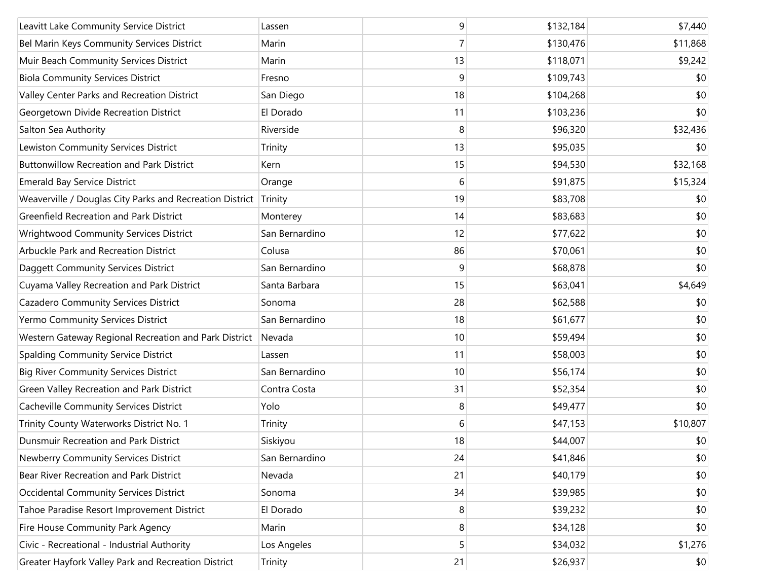| | | | | |
|---|---|---|---|---|
| Leavitt Lake Community Service District | Lassen | 9 | $132,184 | $7,440 |
| Bel Marin Keys Community Services District | Marin | 7 | $130,476 | $11,868 |
| Muir Beach Community Services District | Marin | 13 | $118,071 | $9,242 |
| Biola Community Services District | Fresno | 9 | $109,743 | $0 |
| Valley Center Parks and Recreation District | San Diego | 18 | $104,268 | $0 |
| Georgetown Divide Recreation District | El Dorado | 11 | $103,236 | $0 |
| Salton Sea Authority | Riverside | 8 | $96,320 | $32,436 |
| Lewiston Community Services District | Trinity | 13 | $95,035 | $0 |
| Buttonwillow Recreation and Park District | Kern | 15 | $94,530 | $32,168 |
| Emerald Bay Service District | Orange | 6 | $91,875 | $15,324 |
| Weaverville / Douglas City Parks and Recreation District | Trinity | 19 | $83,708 | $0 |
| Greenfield Recreation and Park District | Monterey | 14 | $83,683 | $0 |
| Wrightwood Community Services District | San Bernardino | 12 | $77,622 | $0 |
| Arbuckle Park and Recreation District | Colusa | 86 | $70,061 | $0 |
| Daggett Community Services District | San Bernardino | 9 | $68,878 | $0 |
| Cuyama Valley Recreation and Park District | Santa Barbara | 15 | $63,041 | $4,649 |
| Cazadero Community Services District | Sonoma | 28 | $62,588 | $0 |
| Yermo Community Services District | San Bernardino | 18 | $61,677 | $0 |
| Western Gateway Regional Recreation and Park District | Nevada | 10 | $59,494 | $0 |
| Spalding Community Service District | Lassen | 11 | $58,003 | $0 |
| Big River Community Services District | San Bernardino | 10 | $56,174 | $0 |
| Green Valley Recreation and Park District | Contra Costa | 31 | $52,354 | $0 |
| Cacheville Community Services District | Yolo | 8 | $49,477 | $0 |
| Trinity County Waterworks District No. 1 | Trinity | 6 | $47,153 | $10,807 |
| Dunsmuir Recreation and Park District | Siskiyou | 18 | $44,007 | $0 |
| Newberry Community Services District | San Bernardino | 24 | $41,846 | $0 |
| Bear River Recreation and Park District | Nevada | 21 | $40,179 | $0 |
| Occidental Community Services District | Sonoma | 34 | $39,985 | $0 |
| Tahoe Paradise Resort Improvement District | El Dorado | 8 | $39,232 | $0 |
| Fire House Community Park Agency | Marin | 8 | $34,128 | $0 |
| Civic - Recreational - Industrial Authority | Los Angeles | 5 | $34,032 | $1,276 |
| Greater Hayfork Valley Park and Recreation District | Trinity | 21 | $26,937 | $0 |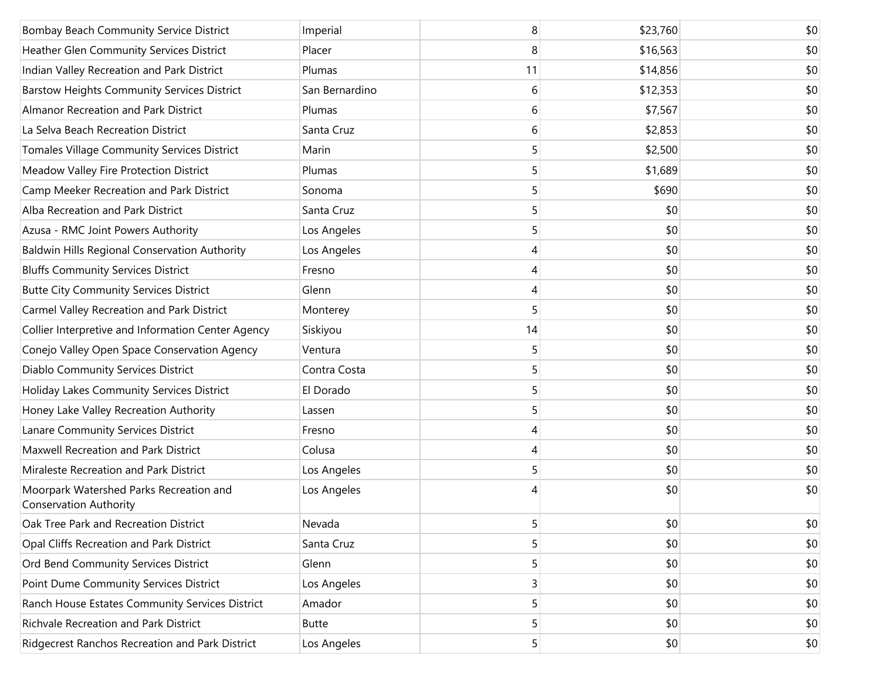| | | | | |
|---|---|---|---|---|
| Bombay Beach Community Service District | Imperial | 8 | $23,760 | $0 |
| Heather Glen Community Services District | Placer | 8 | $16,563 | $0 |
| Indian Valley Recreation and Park District | Plumas | 11 | $14,856 | $0 |
| Barstow Heights Community Services District | San Bernardino | 6 | $12,353 | $0 |
| Almanor Recreation and Park District | Plumas | 6 | $7,567 | $0 |
| La Selva Beach Recreation District | Santa Cruz | 6 | $2,853 | $0 |
| Tomales Village Community Services District | Marin | 5 | $2,500 | $0 |
| Meadow Valley Fire Protection District | Plumas | 5 | $1,689 | $0 |
| Camp Meeker Recreation and Park District | Sonoma | 5 | $690 | $0 |
| Alba Recreation and Park District | Santa Cruz | 5 | $0 | $0 |
| Azusa - RMC Joint Powers Authority | Los Angeles | 5 | $0 | $0 |
| Baldwin Hills Regional Conservation Authority | Los Angeles | 4 | $0 | $0 |
| Bluffs Community Services District | Fresno | 4 | $0 | $0 |
| Butte City Community Services District | Glenn | 4 | $0 | $0 |
| Carmel Valley Recreation and Park District | Monterey | 5 | $0 | $0 |
| Collier Interpretive and Information Center Agency | Siskiyou | 14 | $0 | $0 |
| Conejo Valley Open Space Conservation Agency | Ventura | 5 | $0 | $0 |
| Diablo Community Services District | Contra Costa | 5 | $0 | $0 |
| Holiday Lakes Community Services District | El Dorado | 5 | $0 | $0 |
| Honey Lake Valley Recreation Authority | Lassen | 5 | $0 | $0 |
| Lanare Community Services District | Fresno | 4 | $0 | $0 |
| Maxwell Recreation and Park District | Colusa | 4 | $0 | $0 |
| Miraleste Recreation and Park District | Los Angeles | 5 | $0 | $0 |
| Moorpark Watershed Parks Recreation and Conservation Authority | Los Angeles | 4 | $0 | $0 |
| Oak Tree Park and Recreation District | Nevada | 5 | $0 | $0 |
| Opal Cliffs Recreation and Park District | Santa Cruz | 5 | $0 | $0 |
| Ord Bend Community Services District | Glenn | 5 | $0 | $0 |
| Point Dume Community Services District | Los Angeles | 3 | $0 | $0 |
| Ranch House Estates Community Services District | Amador | 5 | $0 | $0 |
| Richvale Recreation and Park District | Butte | 5 | $0 | $0 |
| Ridgecrest Ranchos Recreation and Park District | Los Angeles | 5 | $0 | $0 |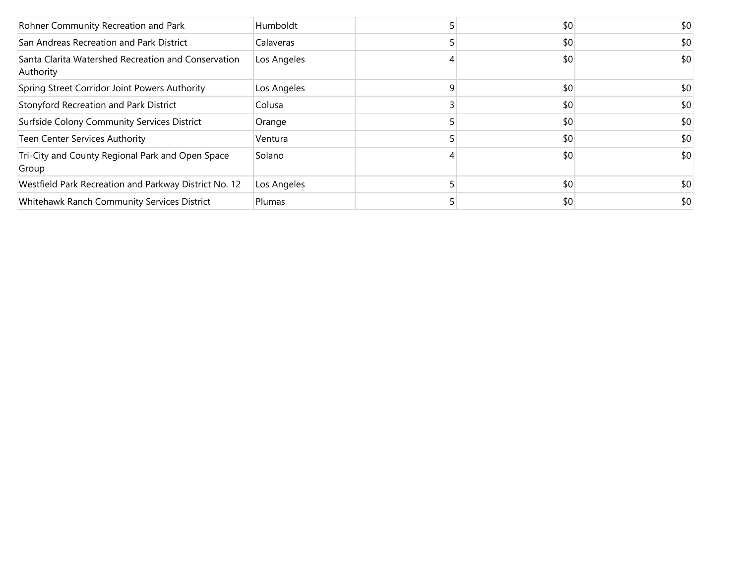| | | | | |
|---|---|---|---|---|
| Rohner Community Recreation and Park | Humboldt | 5 | $0 | $0 |
| San Andreas Recreation and Park District | Calaveras | 5 | $0 | $0 |
| Santa Clarita Watershed Recreation and Conservation Authority | Los Angeles | 4 | $0 | $0 |
| Spring Street Corridor Joint Powers Authority | Los Angeles | 9 | $0 | $0 |
| Stonyford Recreation and Park District | Colusa | 3 | $0 | $0 |
| Surfside Colony Community Services District | Orange | 5 | $0 | $0 |
| Teen Center Services Authority | Ventura | 5 | $0 | $0 |
| Tri-City and County Regional Park and Open Space Group | Solano | 4 | $0 | $0 |
| Westfield Park Recreation and Parkway District No. 12 | Los Angeles | 5 | $0 | $0 |
| Whitehawk Ranch Community Services District | Plumas | 5 | $0 | $0 |